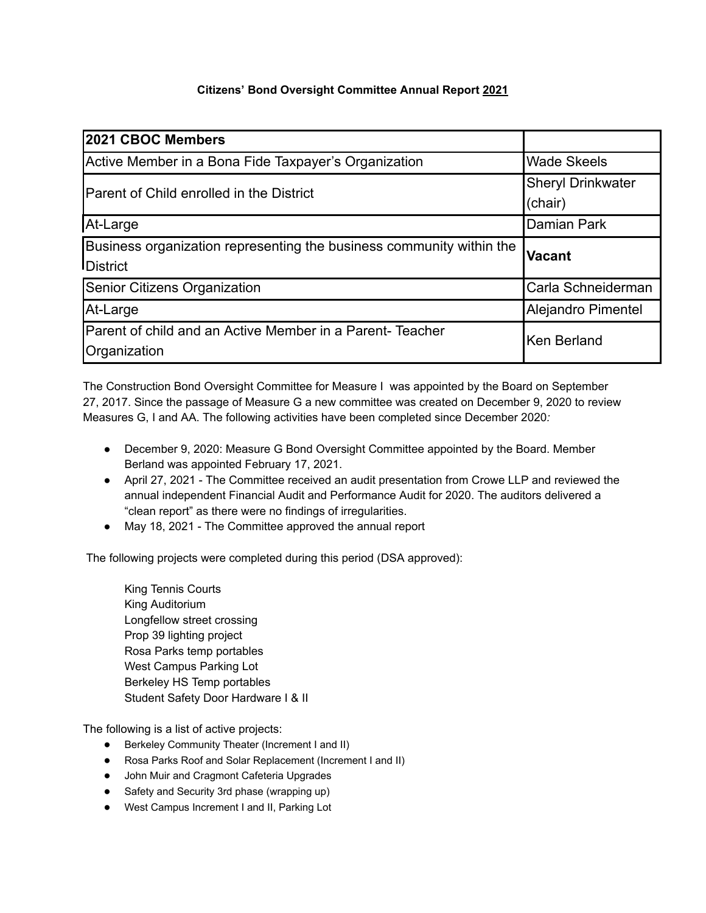**Citizens' Bond Oversight Committee Annual Report 2021**

| **2021 CBOC Members** | |
|---|---|
| Active Member in a Bona Fide Taxpayer's Organization | Wade Skeels |
| Parent of Child enrolled in the District | Sheryl Drinkwater (chair) |
| At-Large | Damian Park |
| Business organization representing the business community within the District | **Vacant** |
| Senior Citizens Organization | Carla Schneiderman |
| At-Large | Alejandro Pimentel |
| Parent of child and an Active Member in a Parent- Teacher Organization | Ken Berland |

The Construction Bond Oversight Committee for Measure I was appointed by the Board on September 27, 2017. Since the passage of Measure G a new committee was created on December 9, 2020 to review Measures G, I and AA. The following activities have been completed since December 2020*:*

- December 9, 2020: Measure G Bond Oversight Committee appointed by the Board. Member Berland was appointed February 17, 2021.
- April 27, 2021 - The Committee received an audit presentation from Crowe LLP and reviewed the annual independent Financial Audit and Performance Audit for 2020. The auditors delivered a "clean report" as there were no findings of irregularities.
- May 18, 2021 - The Committee approved the annual report

The following projects were completed during this period (DSA approved):

King Tennis Courts
King Auditorium
Longfellow street crossing
Prop 39 lighting project
Rosa Parks temp portables
West Campus Parking Lot
Berkeley HS Temp portables
Student Safety Door Hardware I & II

The following is a list of active projects:

- Berkeley Community Theater (Increment I and II)
- Rosa Parks Roof and Solar Replacement (Increment I and II)
- John Muir and Cragmont Cafeteria Upgrades
- Safety and Security 3rd phase (wrapping up)
- West Campus Increment I and II, Parking Lot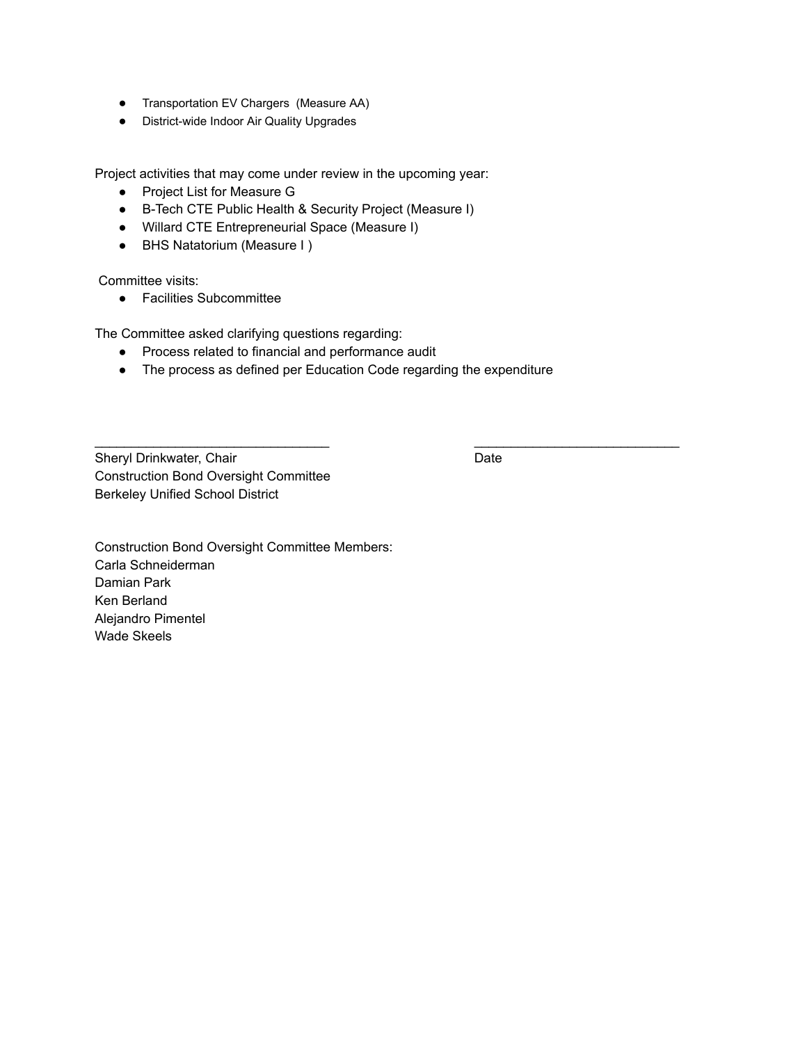- Transportation EV Chargers (Measure AA)
- District-wide Indoor Air Quality Upgrades

Project activities that may come under review in the upcoming year:

- Project List for Measure G
- B-Tech CTE Public Health & Security Project (Measure I)
- Willard CTE Entrepreneurial Space (Measure I)
- BHS Natatorium (Measure I )

Committee visits:

- Facilities Subcommittee

The Committee asked clarifying questions regarding:

- Process related to financial and performance audit
- The process as defined per Education Code regarding the expenditure

_______________________________ _____________________________

Sheryl Drinkwater, Chair Date
Construction Bond Oversight Committee
Berkeley Unified School District

Construction Bond Oversight Committee Members:
Carla Schneiderman
Damian Park
Ken Berland
Alejandro Pimentel
Wade Skeels